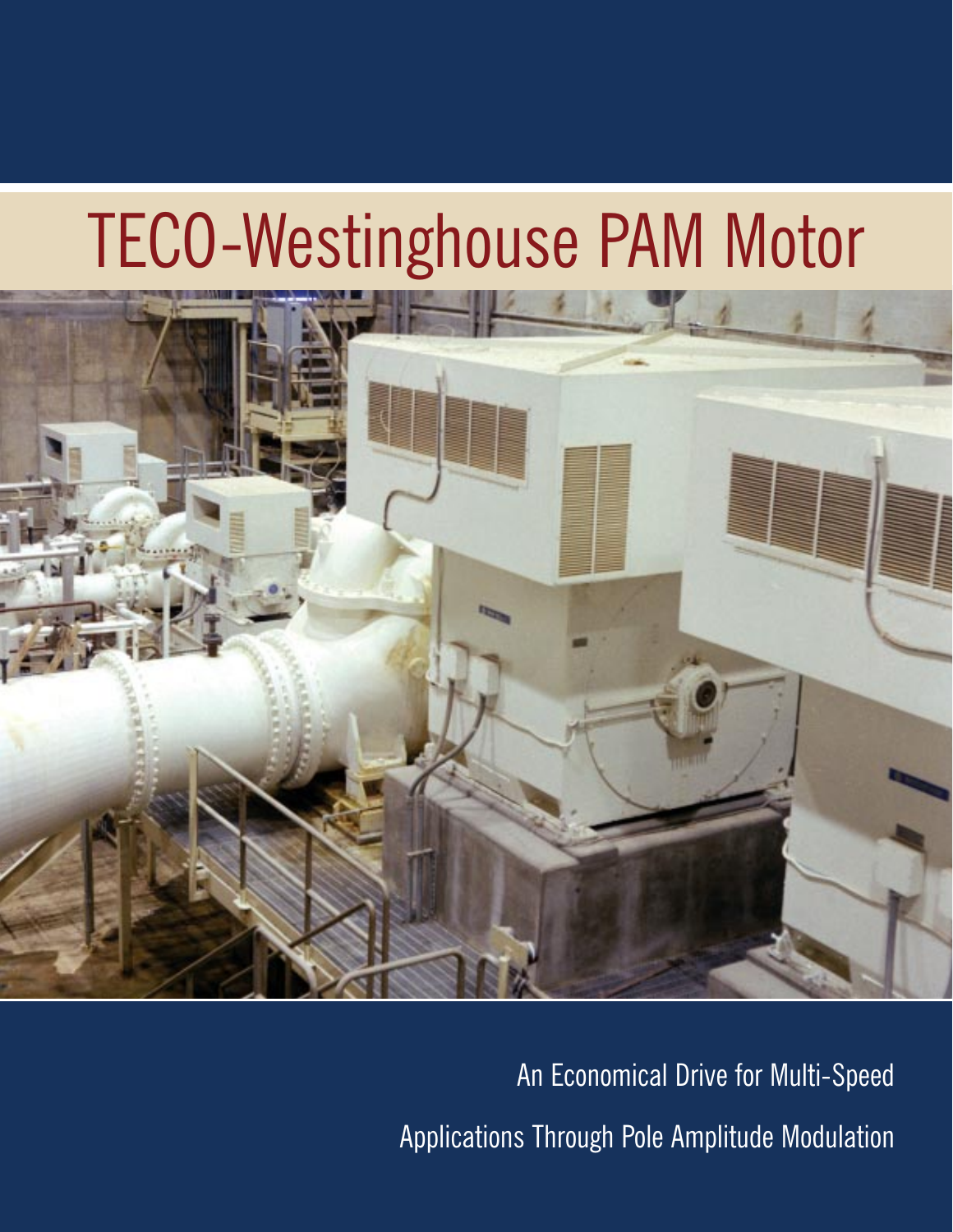# TECO-Westinghouse PAM Motor

An Economical Drive for Multi-Speed

Applications Through Pole Amplitude Modulation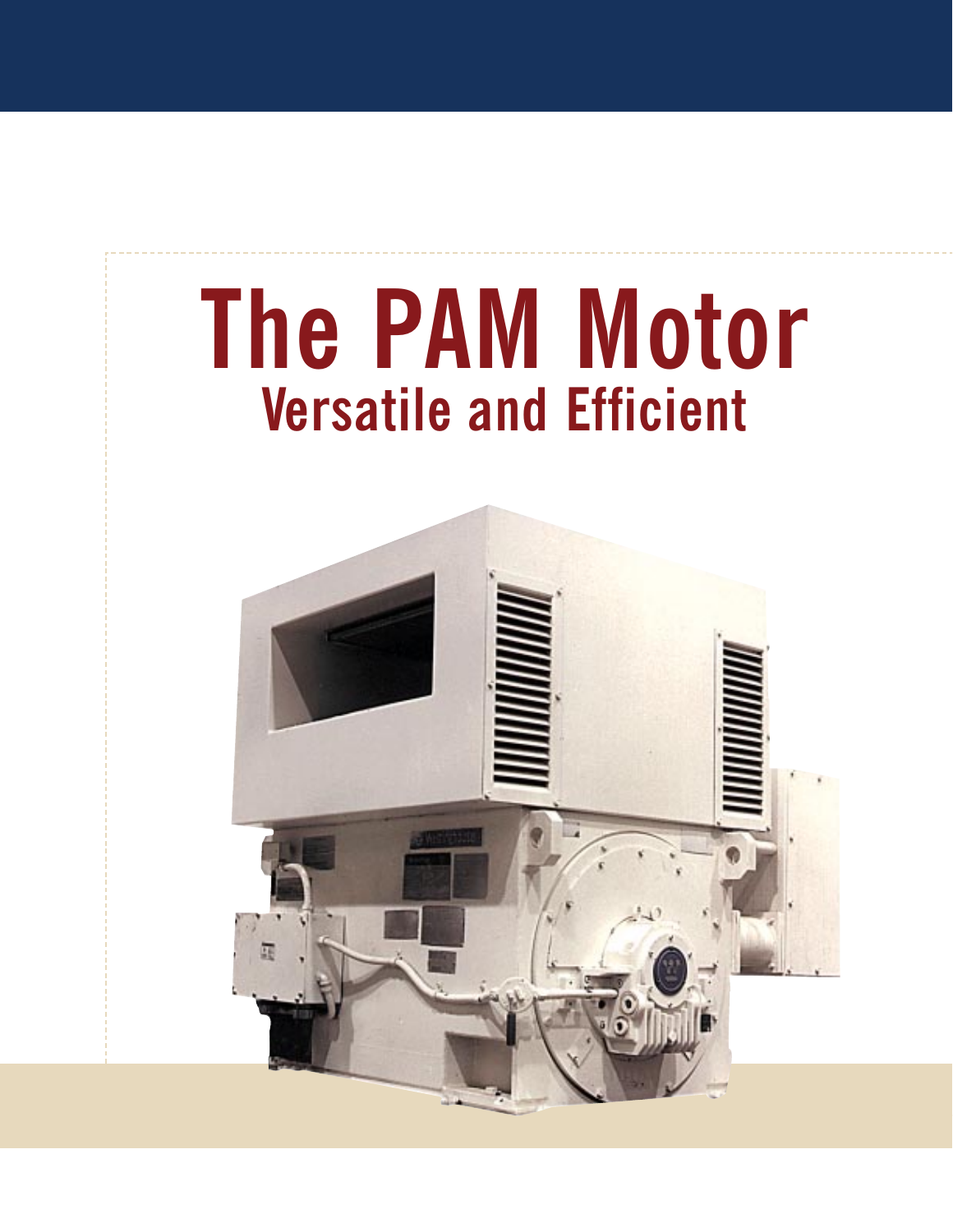# The PAM Motor

## Versatile and Efficient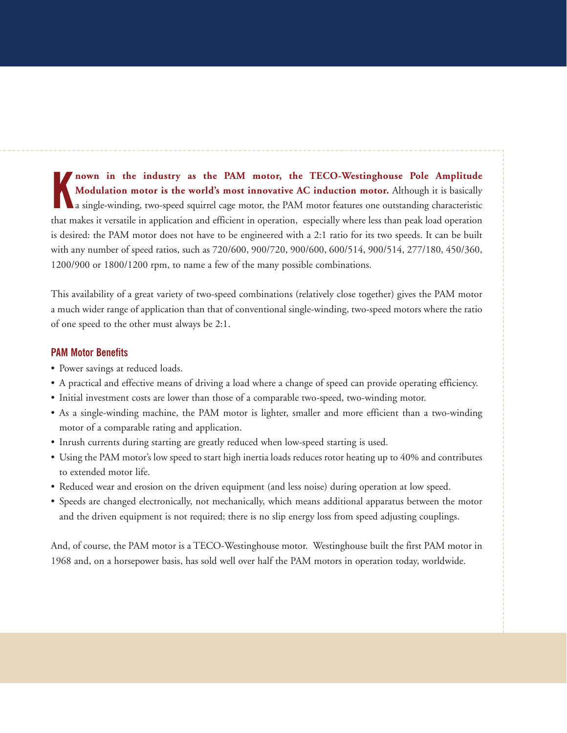**Known in the industry as the PAM motor, the TECO-Westinghouse Pole Amplitude Modulation motor is the world's most innovative AC induction motor.** Although it is basically a single-winding, two-speed squirrel cage motor, the PAM motor features one outstanding characteristic that makes it versatile in application and efficient in operation, especially where less than peak load operation is desired: the PAM motor does not have to be engineered with a 2:1 ratio for its two speeds. It can be built with any number of speed ratios, such as 720/600, 900/720, 900/600, 600/514, 900/514, 277/180, 450/360, 1200/900 or 1800/1200 rpm, to name a few of the many possible combinations.

This availability of a great variety of two-speed combinations (relatively close together) gives the PAM motor a much wider range of application than that of conventional single-winding, two-speed motors where the ratio of one speed to the other must always be 2:1.

### PAM Motor Benefits

- Power savings at reduced loads.
- A practical and effective means of driving a load where a change of speed can provide operating efficiency.
- Initial investment costs are lower than those of a comparable two-speed, two-winding motor.
- As a single-winding machine, the PAM motor is lighter, smaller and more efficient than a two-winding motor of a comparable rating and application.
- Inrush currents during starting are greatly reduced when low-speed starting is used.
- Using the PAM motor's low speed to start high inertia loads reduces rotor heating up to 40% and contributes to extended motor life.
- Reduced wear and erosion on the driven equipment (and less noise) during operation at low speed.
- Speeds are changed electronically, not mechanically, which means additional apparatus between the motor and the driven equipment is not required; there is no slip energy loss from speed adjusting couplings.

And, of course, the PAM motor is a TECO-Westinghouse motor. Westinghouse built the first PAM motor in 1968 and, on a horsepower basis, has sold well over half the PAM motors in operation today, worldwide.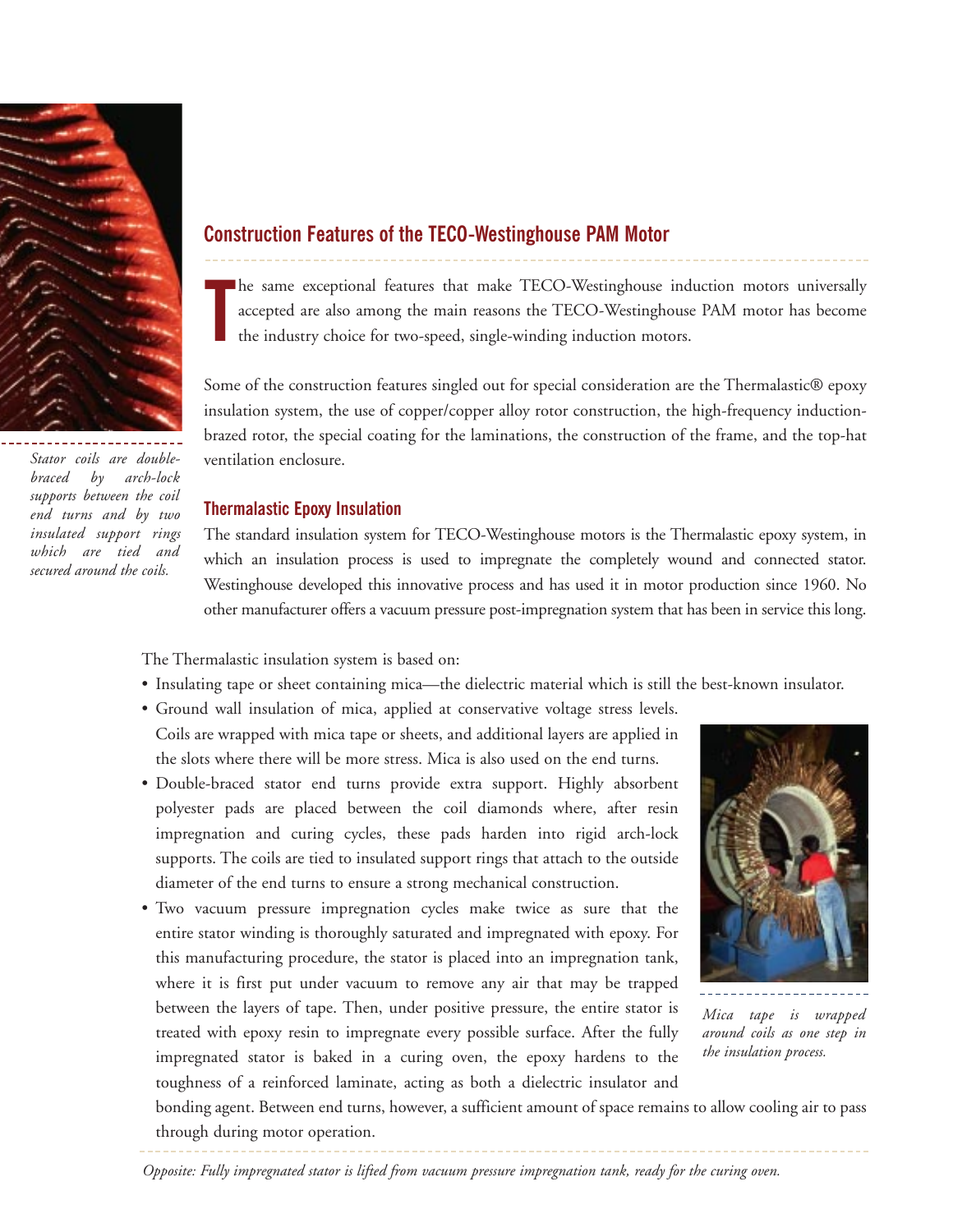## Construction Features of the TECO-Westinghouse PAM Motor

The same exceptional features that make TECO-Westinghouse induction motors universally accepted are also among the main reasons the TECO-Westinghouse PAM motor has become the industry choice for two-speed, single-winding induction motors.

Some of the construction features singled out for special consideration are the Thermalastic® epoxy insulation system, the use of copper/copper alloy rotor construction, the high-frequency induction-brazed rotor, the special coating for the laminations, the construction of the frame, and the top-hat ventilation enclosure.

*Stator coils are double-braced by arch-lock supports between the coil end turns and by two insulated support rings which are tied and secured around the coils.*

### Thermalastic Epoxy Insulation

The standard insulation system for TECO-Westinghouse motors is the Thermalastic epoxy system, in which an insulation process is used to impregnate the completely wound and connected stator. Westinghouse developed this innovative process and has used it in motor production since 1960. No other manufacturer offers a vacuum pressure post-impregnation system that has been in service this long.

The Thermalastic insulation system is based on:

- Insulating tape or sheet containing mica—the dielectric material which is still the best-known insulator.
- Ground wall insulation of mica, applied at conservative voltage stress levels. Coils are wrapped with mica tape or sheets, and additional layers are applied in the slots where there will be more stress. Mica is also used on the end turns.
- Double-braced stator end turns provide extra support. Highly absorbent polyester pads are placed between the coil diamonds where, after resin impregnation and curing cycles, these pads harden into rigid arch-lock supports. The coils are tied to insulated support rings that attach to the outside diameter of the end turns to ensure a strong mechanical construction.
- Two vacuum pressure impregnation cycles make twice as sure that the entire stator winding is thoroughly saturated and impregnated with epoxy. For this manufacturing procedure, the stator is placed into an impregnation tank, where it is first put under vacuum to remove any air that may be trapped between the layers of tape. Then, under positive pressure, the entire stator is treated with epoxy resin to impregnate every possible surface. After the fully impregnated stator is baked in a curing oven, the epoxy hardens to the toughness of a reinforced laminate, acting as both a dielectric insulator and bonding agent. Between end turns, however, a sufficient amount of space remains to allow cooling air to pass through during motor operation.

*Mica tape is wrapped around coils as one step in the insulation process.*

*Opposite: Fully impregnated stator is lifted from vacuum pressure impregnation tank, ready for the curing oven.*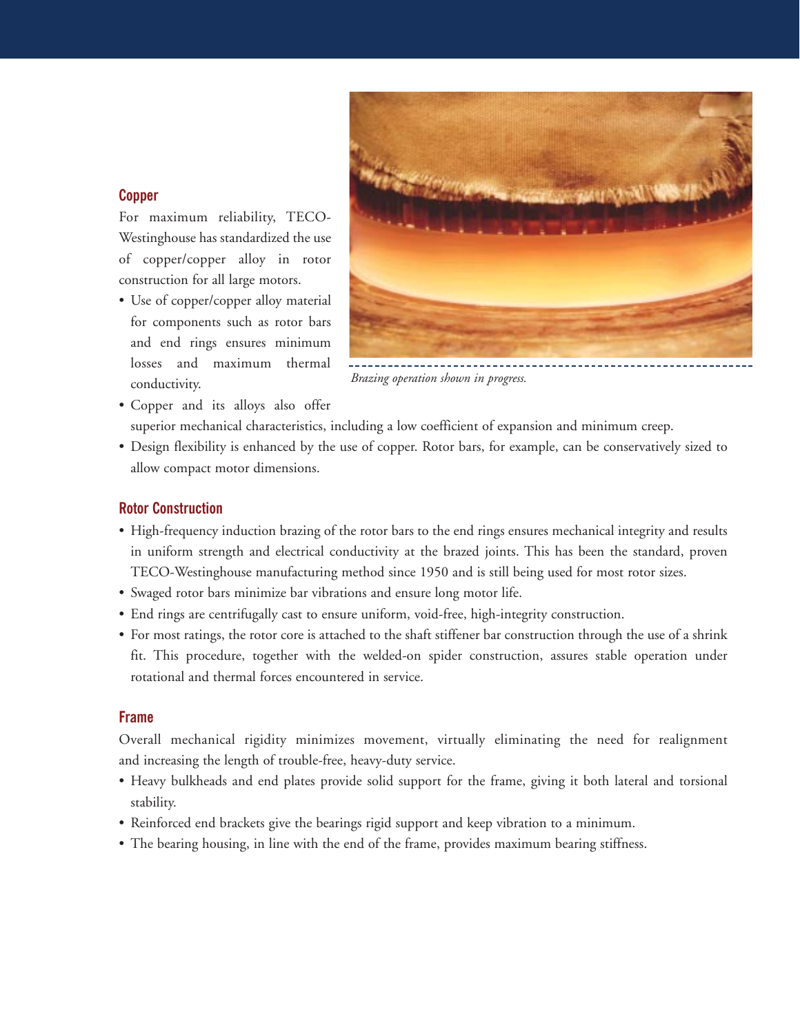## Copper

For maximum reliability, TECO-Westinghouse has standardized the use of copper/copper alloy in rotor construction for all large motors.

- Use of copper/copper alloy material for components such as rotor bars and end rings ensures minimum losses and maximum thermal conductivity.
- Copper and its alloys also offer superior mechanical characteristics, including a low coefficient of expansion and minimum creep.
- Design flexibility is enhanced by the use of copper. Rotor bars, for example, can be conservatively sized to allow compact motor dimensions.

*Brazing operation shown in progress.*

## Rotor Construction

- High-frequency induction brazing of the rotor bars to the end rings ensures mechanical integrity and results in uniform strength and electrical conductivity at the brazed joints. This has been the standard, proven TECO-Westinghouse manufacturing method since 1950 and is still being used for most rotor sizes.
- Swaged rotor bars minimize bar vibrations and ensure long motor life.
- End rings are centrifugally cast to ensure uniform, void-free, high-integrity construction.
- For most ratings, the rotor core is attached to the shaft stiffener bar construction through the use of a shrink fit. This procedure, together with the welded-on spider construction, assures stable operation under rotational and thermal forces encountered in service.

## Frame

Overall mechanical rigidity minimizes movement, virtually eliminating the need for realignment and increasing the length of trouble-free, heavy-duty service.

- Heavy bulkheads and end plates provide solid support for the frame, giving it both lateral and torsional stability.
- Reinforced end brackets give the bearings rigid support and keep vibration to a minimum.
- The bearing housing, in line with the end of the frame, provides maximum bearing stiffness.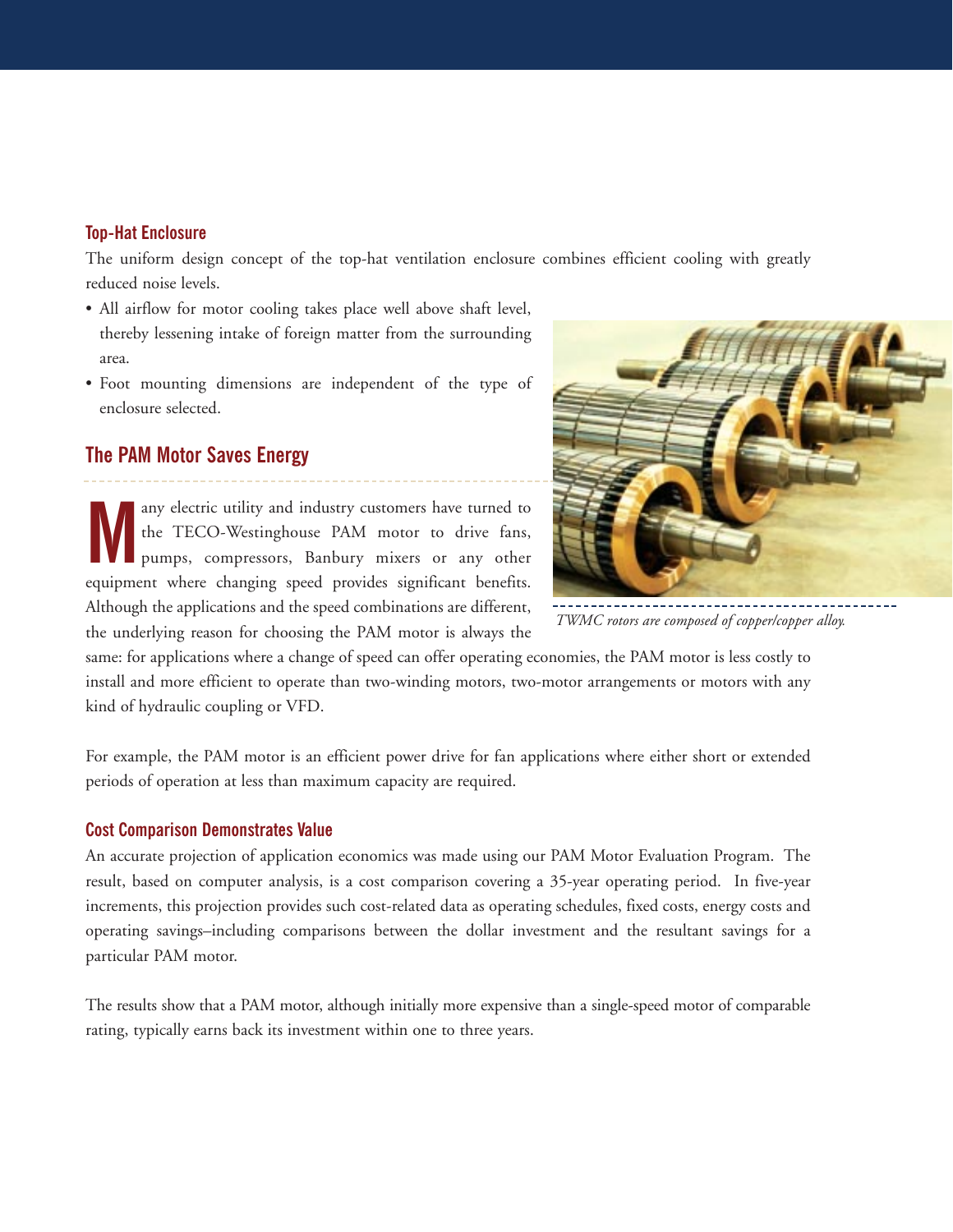### Top-Hat Enclosure

The uniform design concept of the top-hat ventilation enclosure combines efficient cooling with greatly reduced noise levels.

- All airflow for motor cooling takes place well above shaft level, thereby lessening intake of foreign matter from the surrounding area.
- Foot mounting dimensions are independent of the type of enclosure selected.

## The PAM Motor Saves Energy

Many electric utility and industry customers have turned to the TECO-Westinghouse PAM motor to drive fans, pumps, compressors, Banbury mixers or any other equipment where changing speed provides significant benefits. Although the applications and the speed combinations are different, the underlying reason for choosing the PAM motor is always the same: for applications where a change of speed can offer operating economies, the PAM motor is less costly to install and more efficient to operate than two-winding motors, two-motor arrangements or motors with any kind of hydraulic coupling or VFD.

*TWMC rotors are composed of copper/copper alloy.*

For example, the PAM motor is an efficient power drive for fan applications where either short or extended periods of operation at less than maximum capacity are required.

### Cost Comparison Demonstrates Value

An accurate projection of application economics was made using our PAM Motor Evaluation Program. The result, based on computer analysis, is a cost comparison covering a 35-year operating period. In five-year increments, this projection provides such cost-related data as operating schedules, fixed costs, energy costs and operating savings–including comparisons between the dollar investment and the resultant savings for a particular PAM motor.

The results show that a PAM motor, although initially more expensive than a single-speed motor of comparable rating, typically earns back its investment within one to three years.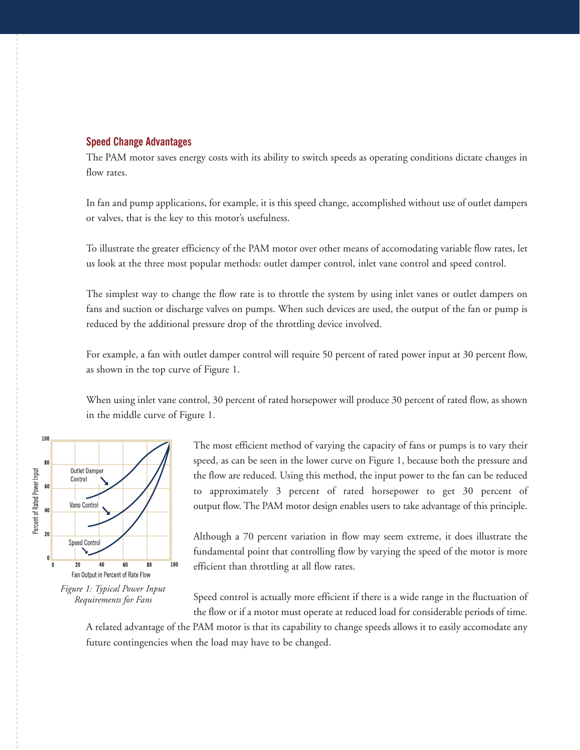## Speed Change Advantages

The PAM motor saves energy costs with its ability to switch speeds as operating conditions dictate changes in flow rates.

In fan and pump applications, for example, it is this speed change, accomplished without use of outlet dampers or valves, that is the key to this motor's usefulness.

To illustrate the greater efficiency of the PAM motor over other means of accomodating variable flow rates, let us look at the three most popular methods: outlet damper control, inlet vane control and speed control.

The simplest way to change the flow rate is to throttle the system by using inlet vanes or outlet dampers on fans and suction or discharge valves on pumps. When such devices are used, the output of the fan or pump is reduced by the additional pressure drop of the throttling device involved.

For example, a fan with outlet damper control will require 50 percent of rated power input at 30 percent flow, as shown in the top curve of Figure 1.

When using inlet vane control, 30 percent of rated horsepower will produce 30 percent of rated flow, as shown in the middle curve of Figure 1.

*Figure 1: Typical Power Input Requirements for Fans*

The most efficient method of varying the capacity of fans or pumps is to vary their speed, as can be seen in the lower curve on Figure 1, because both the pressure and the flow are reduced. Using this method, the input power to the fan can be reduced to approximately 3 percent of rated horsepower to get 30 percent of output flow. The PAM motor design enables users to take advantage of this principle.

Although a 70 percent variation in flow may seem extreme, it does illustrate the fundamental point that controlling flow by varying the speed of the motor is more efficient than throttling at all flow rates.

Speed control is actually more efficient if there is a wide range in the fluctuation of the flow or if a motor must operate at reduced load for considerable periods of time. A related advantage of the PAM motor is that its capability to change speeds allows it to easily accomodate any future contingencies when the load may have to be changed.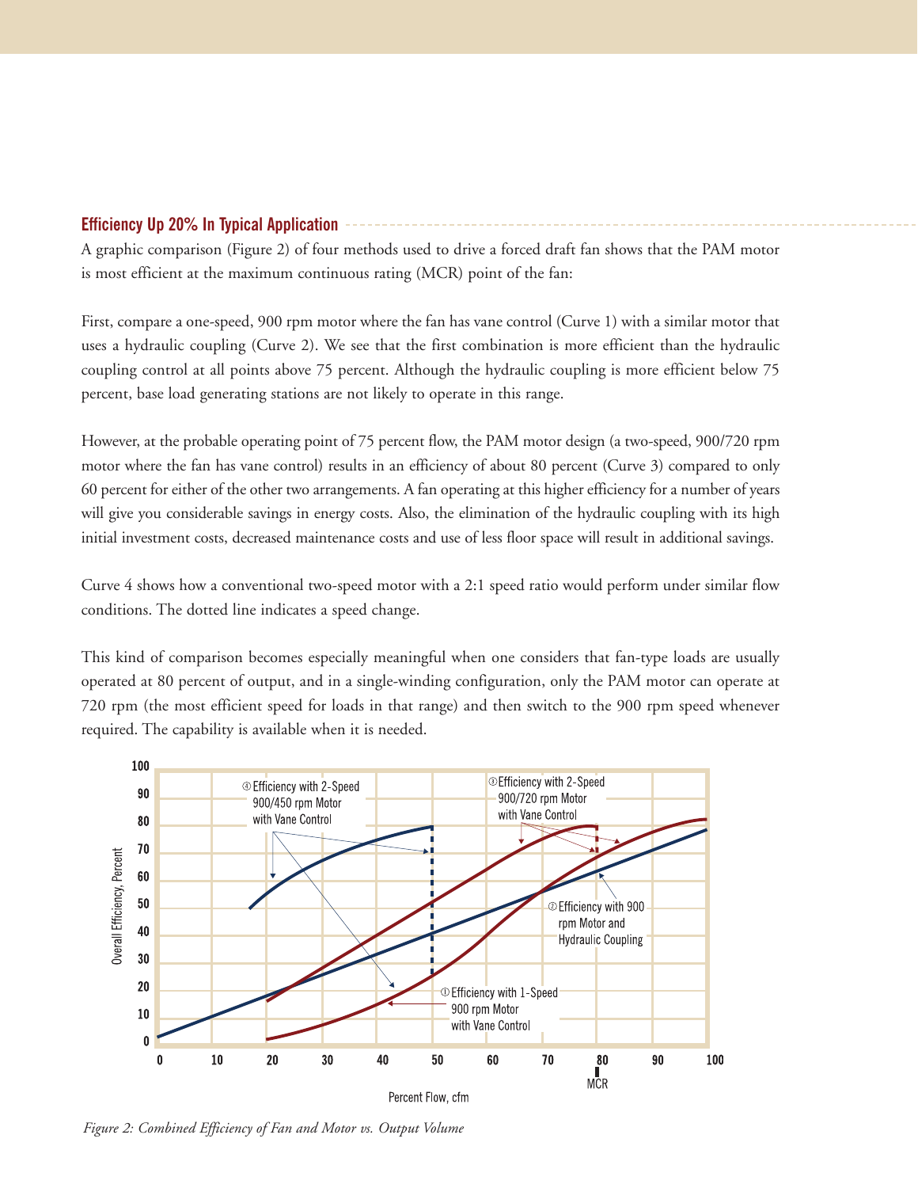## Efficiency Up 20% In Typical Application

A graphic comparison (Figure 2) of four methods used to drive a forced draft fan shows that the PAM motor is most efficient at the maximum continuous rating (MCR) point of the fan:

First, compare a one-speed, 900 rpm motor where the fan has vane control (Curve 1) with a similar motor that uses a hydraulic coupling (Curve 2). We see that the first combination is more efficient than the hydraulic coupling control at all points above 75 percent. Although the hydraulic coupling is more efficient below 75 percent, base load generating stations are not likely to operate in this range.

However, at the probable operating point of 75 percent flow, the PAM motor design (a two-speed, 900/720 rpm motor where the fan has vane control) results in an efficiency of about 80 percent (Curve 3) compared to only 60 percent for either of the other two arrangements. A fan operating at this higher efficiency for a number of years will give you considerable savings in energy costs. Also, the elimination of the hydraulic coupling with its high initial investment costs, decreased maintenance costs and use of less floor space will result in additional savings.

Curve 4 shows how a conventional two-speed motor with a 2:1 speed ratio would perform under similar flow conditions. The dotted line indicates a speed change.

This kind of comparison becomes especially meaningful when one considers that fan-type loads are usually operated at 80 percent of output, and in a single-winding configuration, only the PAM motor can operate at 720 rpm (the most efficient speed for loads in that range) and then switch to the 900 rpm speed whenever required. The capability is available when it is needed.

*Figure 2: Combined Efficiency of Fan and Motor vs. Output Volume*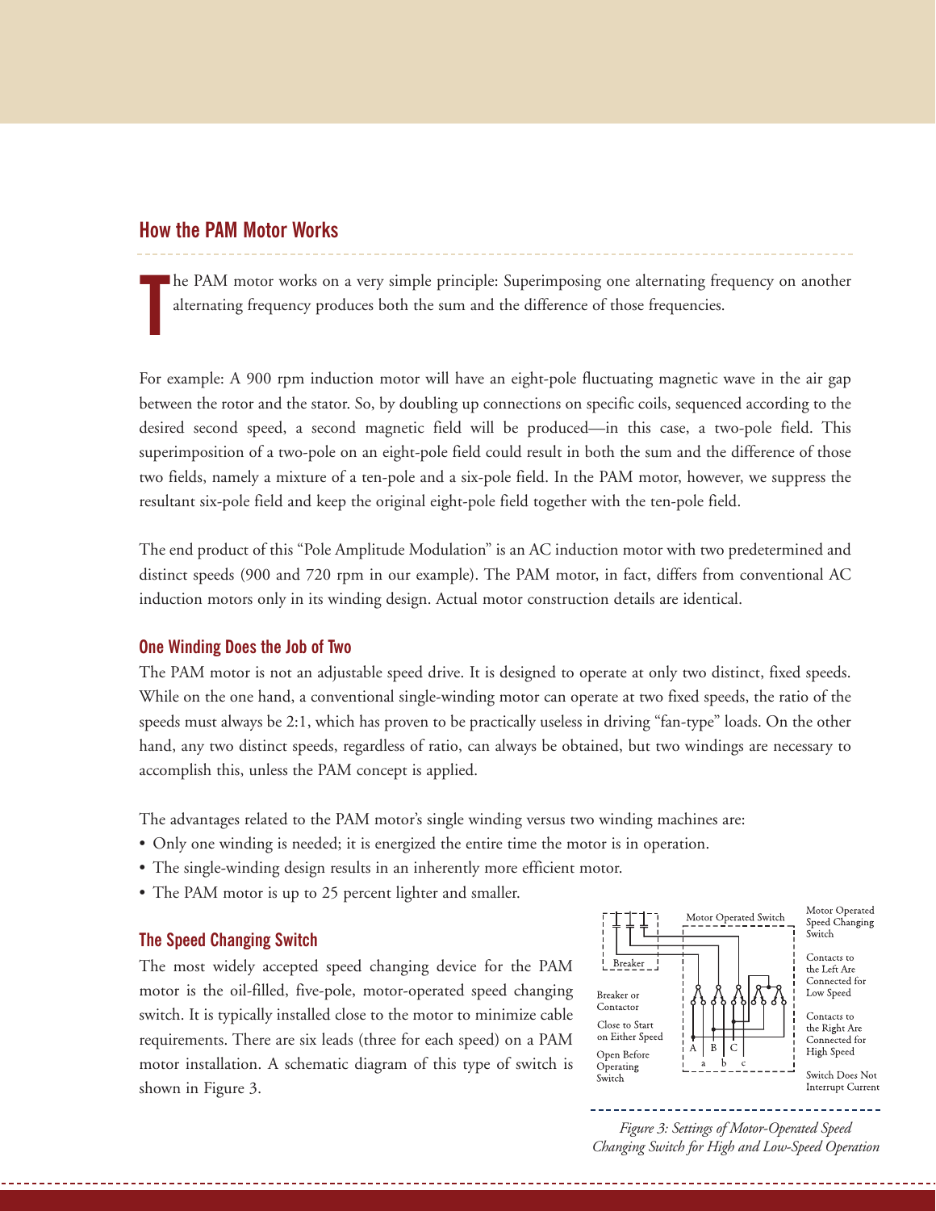## How the PAM Motor Works

The PAM motor works on a very simple principle: Superimposing one alternating frequency on another alternating frequency produces both the sum and the difference of those frequencies.

For example: A 900 rpm induction motor will have an eight-pole fluctuating magnetic wave in the air gap between the rotor and the stator. So, by doubling up connections on specific coils, sequenced according to the desired second speed, a second magnetic field will be produced—in this case, a two-pole field. This superimposition of a two-pole on an eight-pole field could result in both the sum and the difference of those two fields, namely a mixture of a ten-pole and a six-pole field. In the PAM motor, however, we suppress the resultant six-pole field and keep the original eight-pole field together with the ten-pole field.

The end product of this "Pole Amplitude Modulation" is an AC induction motor with two predetermined and distinct speeds (900 and 720 rpm in our example). The PAM motor, in fact, differs from conventional AC induction motors only in its winding design. Actual motor construction details are identical.

### One Winding Does the Job of Two

The PAM motor is not an adjustable speed drive. It is designed to operate at only two distinct, fixed speeds. While on the one hand, a conventional single-winding motor can operate at two fixed speeds, the ratio of the speeds must always be 2:1, which has proven to be practically useless in driving "fan-type" loads. On the other hand, any two distinct speeds, regardless of ratio, can always be obtained, but two windings are necessary to accomplish this, unless the PAM concept is applied.

The advantages related to the PAM motor's single winding versus two winding machines are:

- Only one winding is needed; it is energized the entire time the motor is in operation.
- The single-winding design results in an inherently more efficient motor.
- The PAM motor is up to 25 percent lighter and smaller.

### The Speed Changing Switch

The most widely accepted speed changing device for the PAM motor is the oil-filled, five-pole, motor-operated speed changing switch. It is typically installed close to the motor to minimize cable requirements. There are six leads (three for each speed) on a PAM motor installation. A schematic diagram of this type of switch is shown in Figure 3.

Breaker | Motor Operated Switch | Motor Operated Speed Changing Switch | Breaker or Contactor | Close to Start on Either Speed | Open Before Operating Switch | Contacts to the Left Are Connected for Low Speed | Contacts to the Right Are Connected for High Speed | Switch Does Not Interrupt Current | A B C | a b c

*Figure 3: Settings of Motor-Operated Speed Changing Switch for High and Low-Speed Operation*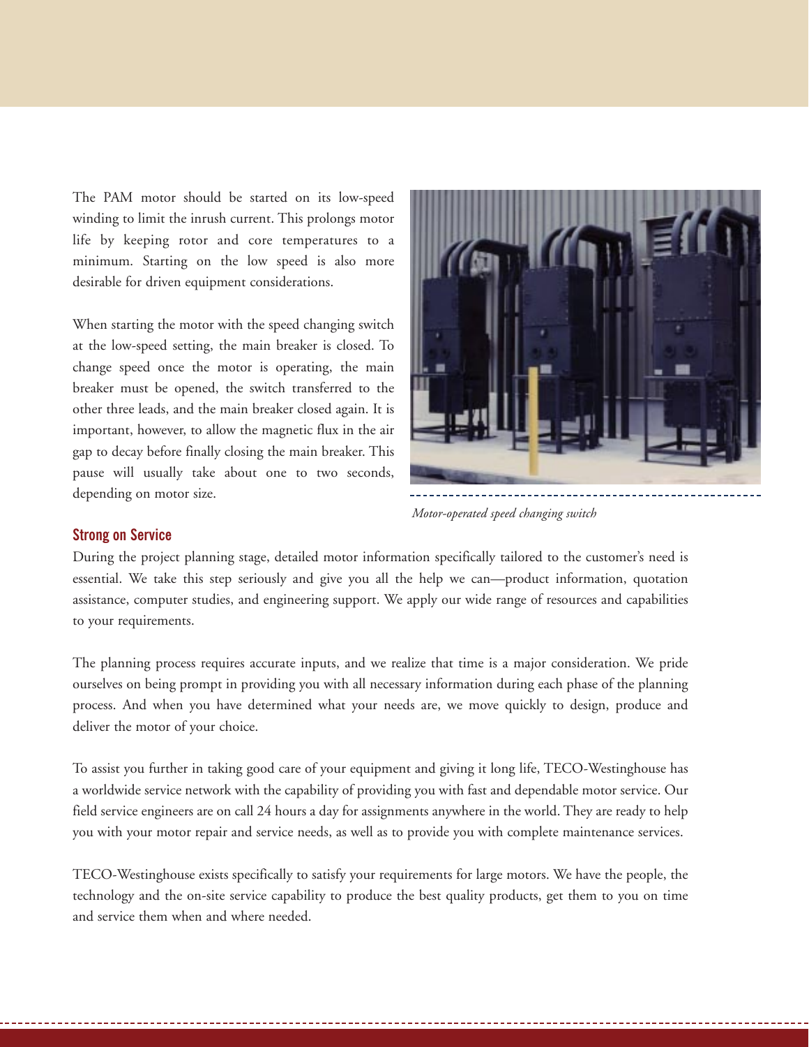The PAM motor should be started on its low-speed winding to limit the inrush current. This prolongs motor life by keeping rotor and core temperatures to a minimum. Starting on the low speed is also more desirable for driven equipment considerations.

When starting the motor with the speed changing switch at the low-speed setting, the main breaker is closed. To change speed once the motor is operating, the main breaker must be opened, the switch transferred to the other three leads, and the main breaker closed again. It is important, however, to allow the magnetic flux in the air gap to decay before finally closing the main breaker. This pause will usually take about one to two seconds, depending on motor size.

*Motor-operated speed changing switch*

## Strong on Service

During the project planning stage, detailed motor information specifically tailored to the customer's need is essential. We take this step seriously and give you all the help we can—product information, quotation assistance, computer studies, and engineering support. We apply our wide range of resources and capabilities to your requirements.

The planning process requires accurate inputs, and we realize that time is a major consideration. We pride ourselves on being prompt in providing you with all necessary information during each phase of the planning process. And when you have determined what your needs are, we move quickly to design, produce and deliver the motor of your choice.

To assist you further in taking good care of your equipment and giving it long life, TECO-Westinghouse has a worldwide service network with the capability of providing you with fast and dependable motor service. Our field service engineers are on call 24 hours a day for assignments anywhere in the world. They are ready to help you with your motor repair and service needs, as well as to provide you with complete maintenance services.

TECO-Westinghouse exists specifically to satisfy your requirements for large motors. We have the people, the technology and the on-site service capability to produce the best quality products, get them to you on time and service them when and where needed.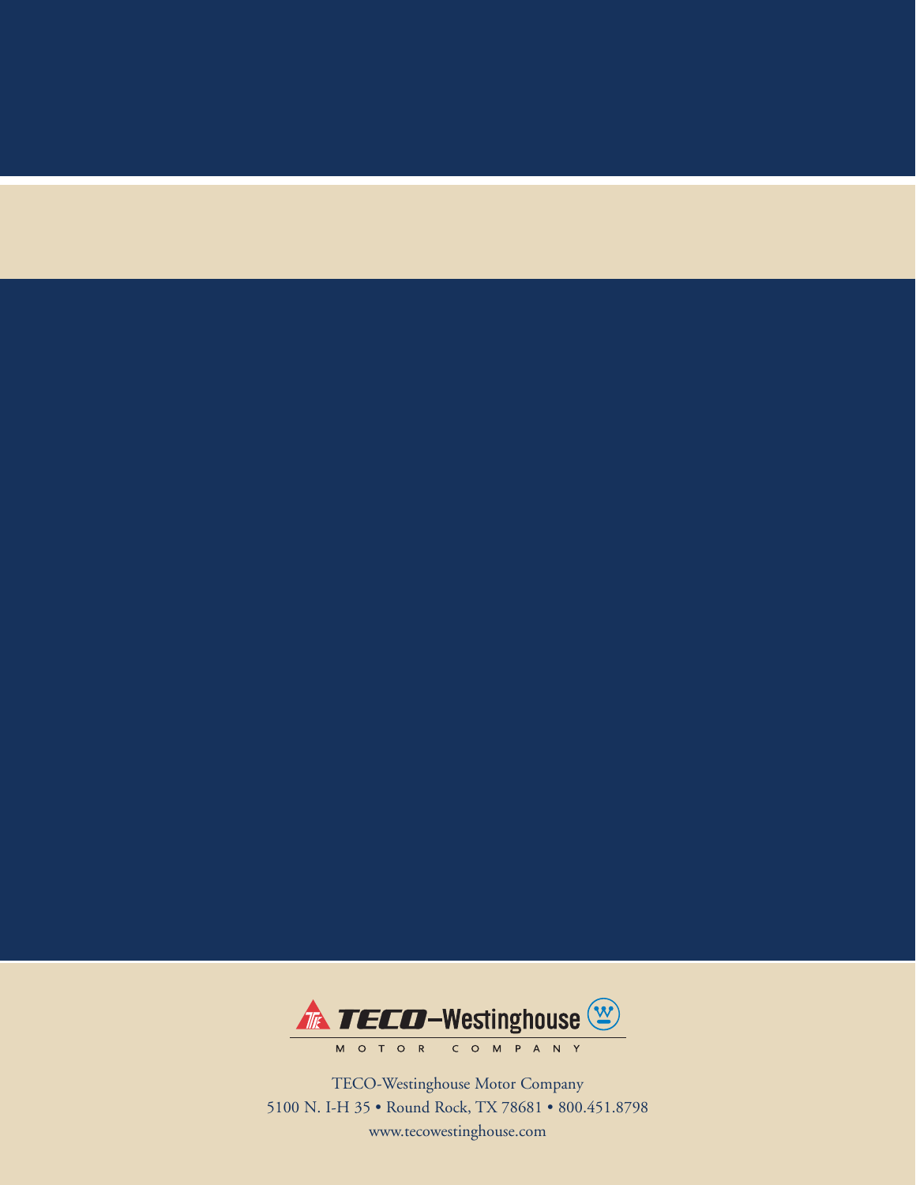TECO–Westinghouse

MOTOR COMPANY

TECO-Westinghouse Motor Company

5100 N. I-H 35 • Round Rock, TX 78681 • 800.451.8798

www.tecowestinghouse.com